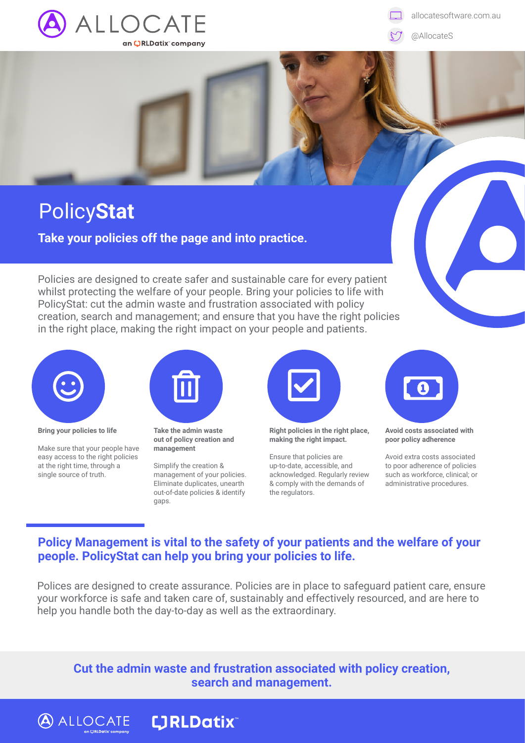ALLOCATE

an RLDatix company

allocatesoftware.com.au

@AllocateS

# Policy**Stat**

**Take your policies off the page and into practice.**

Policies are designed to create safer and sustainable care for every patient whilst protecting the welfare of your people. Bring your policies to life with PolicyStat: cut the admin waste and frustration associated with policy creation, search and management; and ensure that you have the right policies in the right place, making the right impact on your people and patients.

**Bring your policies to life**

Make sure that your people have easy access to the right policies at the right time, through a single source of truth.

**Take the admin waste out of policy creation and management**

Simplify the creation & management of your policies. Eliminate duplicates, unearth out-of-date policies & identify gaps.

**Right policies in the right place, making the right impact.**

Ensure that policies are up-to-date, accessible, and acknowledged. Regularly review & comply with the demands of the regulators.

**Avoid costs associated with poor policy adherence**

Avoid extra costs associated to poor adherence of policies such as workforce, clinical; or administrative procedures.

## Policy Management is vital to the safety of your patients and the welfare of your people. PolicyStat can help you bring your policies to life.

Polices are designed to create assurance. Policies are in place to safeguard patient care, ensure your workforce is safe and taken care of, sustainably and effectively resourced, and are here to help you handle both the day-to-day as well as the extraordinary.

**Cut the admin waste and frustration associated with policy creation, search and management.**

ALLOCATE an RLDatix company

RLDatix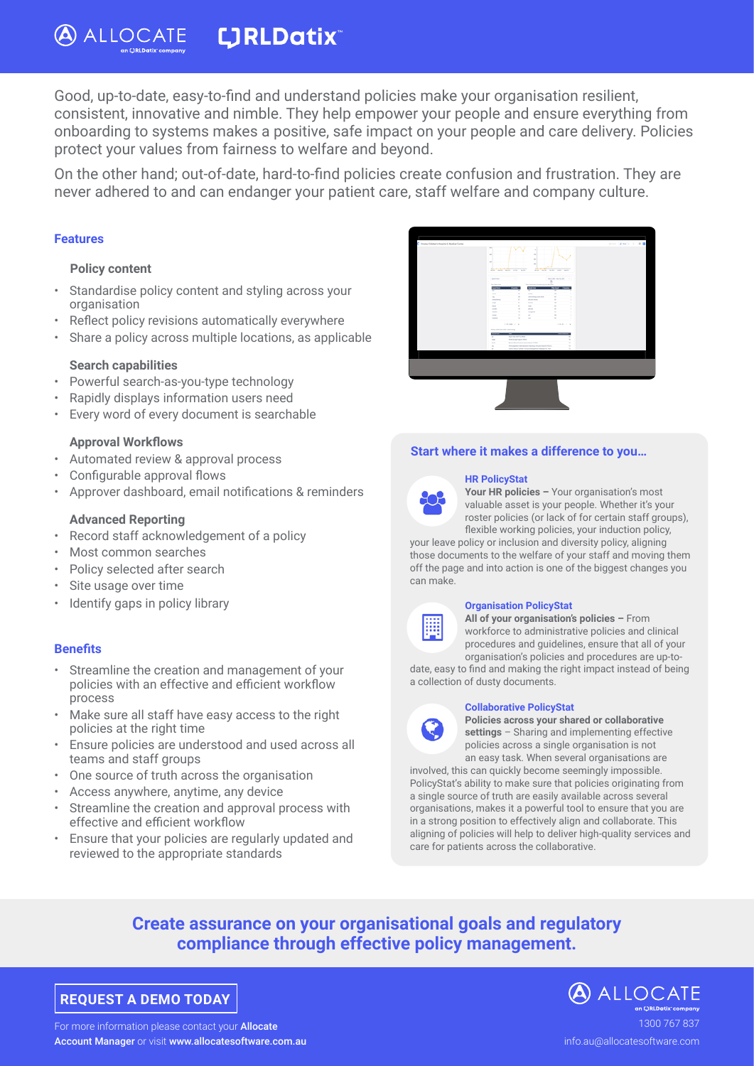Good, up-to-date, easy-to-find and understand policies make your organisation resilient, consistent, innovative and nimble. They help empower your people and ensure everything from onboarding to systems makes a positive, safe impact on your people and care delivery. Policies protect your values from fairness to welfare and beyond.

On the other hand; out-of-date, hard-to-find policies create confusion and frustration. They are never adhered to and can endanger your patient care, staff welfare and company culture.

## Features

### Policy content

- Standardise policy content and styling across your organisation
- Reflect policy revisions automatically everywhere
- Share a policy across multiple locations, as applicable

### Search capabilities

- Powerful search-as-you-type technology
- Rapidly displays information users need
- Every word of every document is searchable

### Approval Workflows

- Automated review & approval process
- Configurable approval flows
- Approver dashboard, email notifications & reminders

### Advanced Reporting

- Record staff acknowledgement of a policy
- Most common searches
- Policy selected after search
- Site usage over time
- Identify gaps in policy library

## Benefits

- Streamline the creation and management of your policies with an effective and efficient workflow process
- Make sure all staff have easy access to the right policies at the right time
- Ensure policies are understood and used across all teams and staff groups
- One source of truth across the organisation
- Access anywhere, anytime, any device
- Streamline the creation and approval process with effective and efficient workflow
- Ensure that your policies are regularly updated and reviewed to the appropriate standards

## Start where it makes a difference to you…

### HR PolicyStat

**Your HR policies –** Your organisation's most valuable asset is your people. Whether it's your roster policies (or lack of for certain staff groups), flexible working policies, your induction policy, your leave policy or inclusion and diversity policy, aligning those documents to the welfare of your staff and moving them off the page and into action is one of the biggest changes you can make.

### Organisation PolicyStat

**All of your organisation's policies –** From workforce to administrative policies and clinical procedures and guidelines, ensure that all of your organisation's policies and procedures are up-to-date, easy to find and making the right impact instead of being a collection of dusty documents.

### Collaborative PolicyStat

**Policies across your shared or collaborative settings** – Sharing and implementing effective policies across a single organisation is not an easy task. When several organisations are involved, this can quickly become seemingly impossible. PolicyStat's ability to make sure that policies originating from a single source of truth are easily available across several organisations, makes it a powerful tool to ensure that you are in a strong position to effectively align and collaborate. This aligning of policies will help to deliver high-quality services and care for patients across the collaborative.

## Create assurance on your organisational goals and regulatory compliance through effective policy management.

**REQUEST A DEMO TODAY**

For more information please contact your **Allocate Account Manager** or visit **www.allocatesoftware.com.au**

ALLOCATE
an RLDatix company
1300 767 837
info.au@allocatesoftware.com